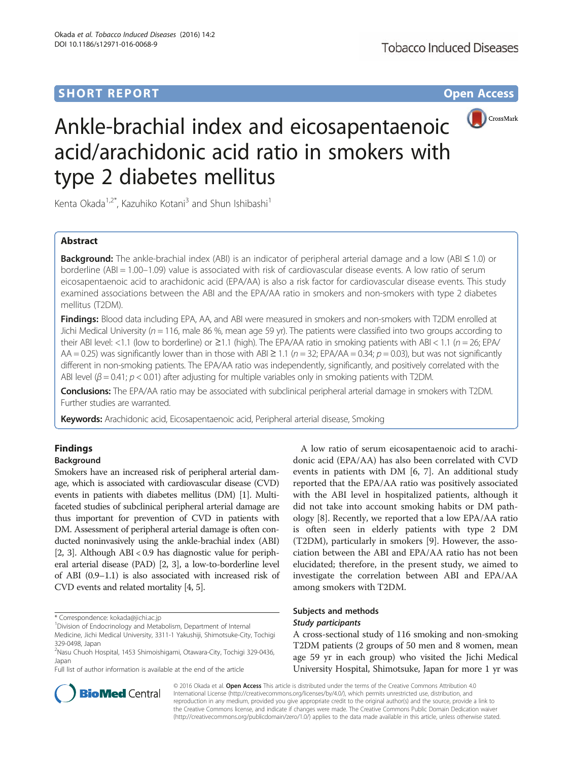SHORT REPORT

Open Access

# Ankle-brachial index and eicosapentaenoic acid/arachidonic acid ratio in smokers with type 2 diabetes mellitus

Kenta Okada[1,2*], Kazuhiko Kotani[3] and Shun Ishibashi[1]

## Abstract

**Background:** The ankle-brachial index (ABI) is an indicator of peripheral arterial damage and a low (ABI ≤ 1.0) or borderline (ABI = 1.00–1.09) value is associated with risk of cardiovascular disease events. A low ratio of serum eicosapentaenoic acid to arachidonic acid (EPA/AA) is also a risk factor for cardiovascular disease events. This study examined associations between the ABI and the EPA/AA ratio in smokers and non-smokers with type 2 diabetes mellitus (T2DM).

**Findings:** Blood data including EPA, AA, and ABI were measured in smokers and non-smokers with T2DM enrolled at Jichi Medical University ($n = 116$, male 86 %, mean age 59 yr). The patients were classified into two groups according to their ABI level: <1.1 (low to borderline) or ≥1.1 (high). The EPA/AA ratio in smoking patients with ABI < 1.1 ($n = 26$; EPA/AA = 0.25) was significantly lower than in those with ABI ≥ 1.1 ($n = 32$; EPA/AA = 0.34; $p = 0.03$), but was not significantly different in non-smoking patients. The EPA/AA ratio was independently, significantly, and positively correlated with the ABI level ($\beta = 0.41$; $p < 0.01$) after adjusting for multiple variables only in smoking patients with T2DM.

**Conclusions:** The EPA/AA ratio may be associated with subclinical peripheral arterial damage in smokers with T2DM. Further studies are warranted.

**Keywords:** Arachidonic acid, Eicosapentaenoic acid, Peripheral arterial disease, Smoking

## Findings

### Background

Smokers have an increased risk of peripheral arterial damage, which is associated with cardiovascular disease (CVD) events in patients with diabetes mellitus (DM) [1]. Multifaceted studies of subclinical peripheral arterial damage are thus important for prevention of CVD in patients with DM. Assessment of peripheral arterial damage is often conducted noninvasively using the ankle-brachial index (ABI) [2, 3]. Although ABI < 0.9 has diagnostic value for peripheral arterial disease (PAD) [2, 3], a low-to-borderline level of ABI (0.9–1.1) is also associated with increased risk of CVD events and related mortality [4, 5].

A low ratio of serum eicosapentaenoic acid to arachidonic acid (EPA/AA) has also been correlated with CVD events in patients with DM [6, 7]. An additional study reported that the EPA/AA ratio was positively associated with the ABI level in hospitalized patients, although it did not take into account smoking habits or DM pathology [8]. Recently, we reported that a low EPA/AA ratio is often seen in elderly patients with type 2 DM (T2DM), particularly in smokers [9]. However, the association between the ABI and EPA/AA ratio has not been elucidated; therefore, in the present study, we aimed to investigate the correlation between ABI and EPA/AA among smokers with T2DM.

## Subjects and methods

### Study participants

A cross-sectional study of 116 smoking and non-smoking T2DM patients (2 groups of 50 men and 8 women, mean age 59 yr in each group) who visited the Jichi Medical University Hospital, Shimotsuke, Japan for more 1 yr was

\* Correspondence: kokada@jichi.ac.jp
[1]Division of Endocrinology and Metabolism, Department of Internal Medicine, Jichi Medical University, 3311-1 Yakushiji, Shimotsuke-City, Tochigi 329-0498, Japan
[2]Nasu Chuoh Hospital, 1453 Shimoishigami, Otawara-City, Tochigi 329-0436, Japan
Full list of author information is available at the end of the article

© 2016 Okada et al. **Open Access** This article is distributed under the terms of the Creative Commons Attribution 4.0 International License (http://creativecommons.org/licenses/by/4.0/), which permits unrestricted use, distribution, and reproduction in any medium, provided you give appropriate credit to the original author(s) and the source, provide a link to the Creative Commons license, and indicate if changes were made. The Creative Commons Public Domain Dedication waiver (http://creativecommons.org/publicdomain/zero/1.0/) applies to the data made available in this article, unless otherwise stated.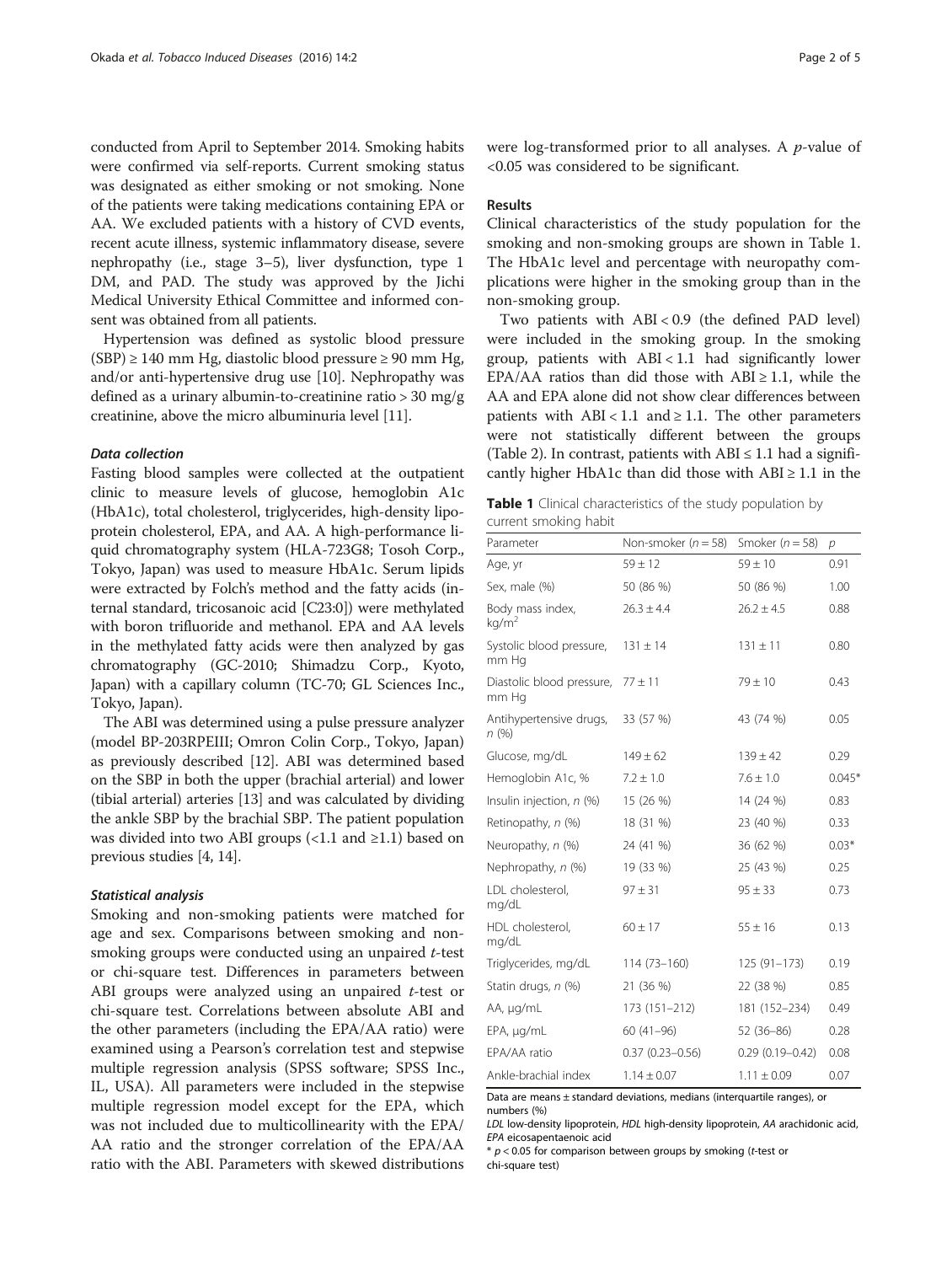conducted from April to September 2014. Smoking habits were confirmed via self-reports. Current smoking status was designated as either smoking or not smoking. None of the patients were taking medications containing EPA or AA. We excluded patients with a history of CVD events, recent acute illness, systemic inflammatory disease, severe nephropathy (i.e., stage 3–5), liver dysfunction, type 1 DM, and PAD. The study was approved by the Jichi Medical University Ethical Committee and informed consent was obtained from all patients.

Hypertension was defined as systolic blood pressure (SBP) ≥ 140 mm Hg, diastolic blood pressure ≥ 90 mm Hg, and/or anti-hypertensive drug use [10]. Nephropathy was defined as a urinary albumin-to-creatinine ratio > 30 mg/g creatinine, above the micro albuminuria level [11].

#### *Data collection*

Fasting blood samples were collected at the outpatient clinic to measure levels of glucose, hemoglobin A1c (HbA1c), total cholesterol, triglycerides, high-density lipoprotein cholesterol, EPA, and AA. A high-performance liquid chromatography system (HLA-723G8; Tosoh Corp., Tokyo, Japan) was used to measure HbA1c. Serum lipids were extracted by Folch's method and the fatty acids (internal standard, tricosanoic acid [C23:0]) were methylated with boron trifluoride and methanol. EPA and AA levels in the methylated fatty acids were then analyzed by gas chromatography (GC-2010; Shimadzu Corp., Kyoto, Japan) with a capillary column (TC-70; GL Sciences Inc., Tokyo, Japan).

The ABI was determined using a pulse pressure analyzer (model BP-203RPEIII; Omron Colin Corp., Tokyo, Japan) as previously described [12]. ABI was determined based on the SBP in both the upper (brachial arterial) and lower (tibial arterial) arteries [13] and was calculated by dividing the ankle SBP by the brachial SBP. The patient population was divided into two ABI groups (<1.1 and ≥1.1) based on previous studies [4, 14].

#### *Statistical analysis*

Smoking and non-smoking patients were matched for age and sex. Comparisons between smoking and non-smoking groups were conducted using an unpaired *t*-test or chi-square test. Differences in parameters between ABI groups were analyzed using an unpaired *t*-test or chi-square test. Correlations between absolute ABI and the other parameters (including the EPA/AA ratio) were examined using a Pearson's correlation test and stepwise multiple regression analysis (SPSS software; SPSS Inc., IL, USA). All parameters were included in the stepwise multiple regression model except for the EPA, which was not included due to multicollinearity with the EPA/AA ratio and the stronger correlation of the EPA/AA ratio with the ABI. Parameters with skewed distributions were log-transformed prior to all analyses. A *p*-value of <0.05 was considered to be significant.

### Results

Clinical characteristics of the study population for the smoking and non-smoking groups are shown in Table 1. The HbA1c level and percentage with neuropathy complications were higher in the smoking group than in the non-smoking group.

Two patients with ABI < 0.9 (the defined PAD level) were included in the smoking group. In the smoking group, patients with ABI < 1.1 had significantly lower EPA/AA ratios than did those with ABI ≥ 1.1, while the AA and EPA alone did not show clear differences between patients with ABI < 1.1 and ≥ 1.1. The other parameters were not statistically different between the groups (Table 2). In contrast, patients with ABI ≤ 1.1 had a significantly higher HbA1c than did those with ABI ≥ 1.1 in the

**Table 1** Clinical characteristics of the study population by current smoking habit

| Parameter | Non-smoker (*n* = 58) | Smoker (*n* = 58) | *p* |
|---|---|---|---|
| Age, yr | 59 ± 12 | 59 ± 10 | 0.91 |
| Sex, male (%) | 50 (86 %) | 50 (86 %) | 1.00 |
| Body mass index, kg/m$^2$ | 26.3 ± 4.4 | 26.2 ± 4.5 | 0.88 |
| Systolic blood pressure, mm Hg | 131 ± 14 | 131 ± 11 | 0.80 |
| Diastolic blood pressure, mm Hg | 77 ± 11 | 79 ± 10 | 0.43 |
| Antihypertensive drugs, *n* (%) | 33 (57 %) | 43 (74 %) | 0.05 |
| Glucose, mg/dL | 149 ± 62 | 139 ± 42 | 0.29 |
| Hemoglobin A1c, % | 7.2 ± 1.0 | 7.6 ± 1.0 | 0.045* |
| Insulin injection, *n* (%) | 15 (26 %) | 14 (24 %) | 0.83 |
| Retinopathy, *n* (%) | 18 (31 %) | 23 (40 %) | 0.33 |
| Neuropathy, *n* (%) | 24 (41 %) | 36 (62 %) | 0.03* |
| Nephropathy, *n* (%) | 19 (33 %) | 25 (43 %) | 0.25 |
| LDL cholesterol, mg/dL | 97 ± 31 | 95 ± 33 | 0.73 |
| HDL cholesterol, mg/dL | 60 ± 17 | 55 ± 16 | 0.13 |
| Triglycerides, mg/dL | 114 (73–160) | 125 (91–173) | 0.19 |
| Statin drugs, *n* (%) | 21 (36 %) | 22 (38 %) | 0.85 |
| AA, μg/mL | 173 (151–212) | 181 (152–234) | 0.49 |
| EPA, μg/mL | 60 (41–96) | 52 (36–86) | 0.28 |
| EPA/AA ratio | 0.37 (0.23–0.56) | 0.29 (0.19–0.42) | 0.08 |
| Ankle-brachial index | 1.14 ± 0.07 | 1.11 ± 0.09 | 0.07 |

Data are means ± standard deviations, medians (interquartile ranges), or numbers (%)

*LDL* low-density lipoprotein, *HDL* high-density lipoprotein, *AA* arachidonic acid, *EPA* eicosapentaenoic acid

* $p < 0.05$ for comparison between groups by smoking (*t*-test or chi-square test)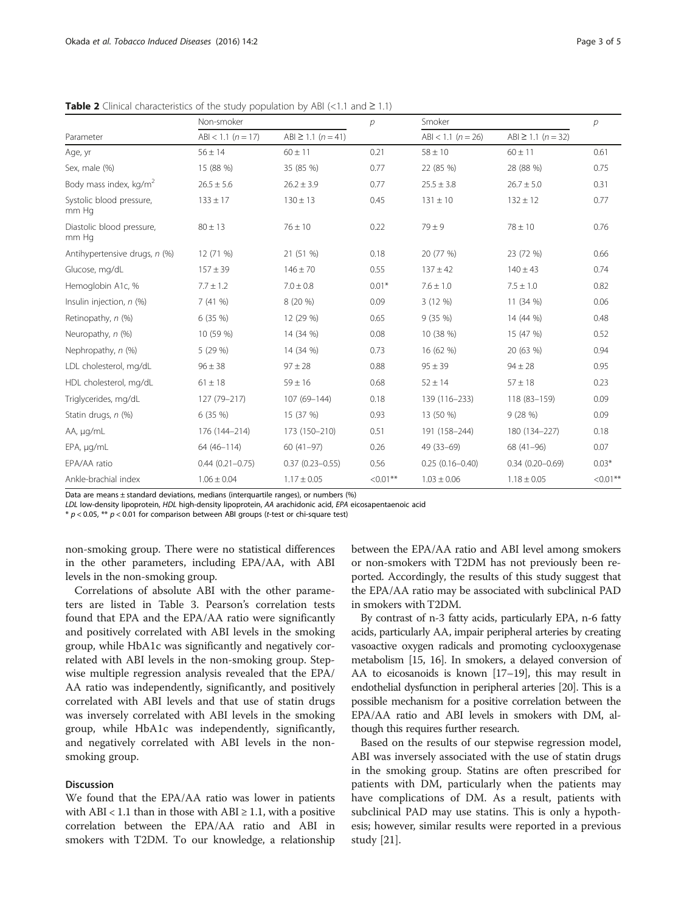**Table 2** Clinical characteristics of the study population by ABI (<1.1 and ≥ 1.1)

| Parameter | Non-smoker | | $p$ | Smoker | | $p$ |
|---|---|---|---|---|---|---|
| | ABI < 1.1 ($n$ = 17) | ABI ≥ 1.1 ($n$ = 41) | | ABI < 1.1 ($n$ = 26) | ABI ≥ 1.1 ($n$ = 32) | |
| Age, yr | 56 ± 14 | 60 ± 11 | 0.21 | 58 ± 10 | 60 ± 11 | 0.61 |
| Sex, male (%) | 15 (88 %) | 35 (85 %) | 0.77 | 22 (85 %) | 28 (88 %) | 0.75 |
| Body mass index, kg/m$^2$ | 26.5 ± 5.6 | 26.2 ± 3.9 | 0.77 | 25.5 ± 3.8 | 26.7 ± 5.0 | 0.31 |
| Systolic blood pressure, mm Hg | 133 ± 17 | 130 ± 13 | 0.45 | 131 ± 10 | 132 ± 12 | 0.77 |
| Diastolic blood pressure, mm Hg | 80 ± 13 | 76 ± 10 | 0.22 | 79 ± 9 | 78 ± 10 | 0.76 |
| Antihypertensive drugs, $n$ (%) | 12 (71 %) | 21 (51 %) | 0.18 | 20 (77 %) | 23 (72 %) | 0.66 |
| Glucose, mg/dL | 157 ± 39 | 146 ± 70 | 0.55 | 137 ± 42 | 140 ± 43 | 0.74 |
| Hemoglobin A1c, % | 7.7 ± 1.2 | 7.0 ± 0.8 | 0.01* | 7.6 ± 1.0 | 7.5 ± 1.0 | 0.82 |
| Insulin injection, $n$ (%) | 7 (41 %) | 8 (20 %) | 0.09 | 3 (12 %) | 11 (34 %) | 0.06 |
| Retinopathy, $n$ (%) | 6 (35 %) | 12 (29 %) | 0.65 | 9 (35 %) | 14 (44 %) | 0.48 |
| Neuropathy, $n$ (%) | 10 (59 %) | 14 (34 %) | 0.08 | 10 (38 %) | 15 (47 %) | 0.52 |
| Nephropathy, $n$ (%) | 5 (29 %) | 14 (34 %) | 0.73 | 16 (62 %) | 20 (63 %) | 0.94 |
| LDL cholesterol, mg/dL | 96 ± 38 | 97 ± 28 | 0.88 | 95 ± 39 | 94 ± 28 | 0.95 |
| HDL cholesterol, mg/dL | 61 ± 18 | 59 ± 16 | 0.68 | 52 ± 14 | 57 ± 18 | 0.23 |
| Triglycerides, mg/dL | 127 (79–217) | 107 (69–144) | 0.18 | 139 (116–233) | 118 (83–159) | 0.09 |
| Statin drugs, $n$ (%) | 6 (35 %) | 15 (37 %) | 0.93 | 13 (50 %) | 9 (28 %) | 0.09 |
| AA, μg/mL | 176 (144–214) | 173 (150–210) | 0.51 | 191 (158–244) | 180 (134–227) | 0.18 |
| EPA, μg/mL | 64 (46–114) | 60 (41–97) | 0.26 | 49 (33–69) | 68 (41–96) | 0.07 |
| EPA/AA ratio | 0.44 (0.21–0.75) | 0.37 (0.23–0.55) | 0.56 | 0.25 (0.16–0.40) | 0.34 (0.20–0.69) | 0.03* |
| Ankle-brachial index | 1.06 ± 0.04 | 1.17 ± 0.05 | <0.01** | 1.03 ± 0.06 | 1.18 ± 0.05 | <0.01** |

Data are means ± standard deviations, medians (interquartile ranges), or numbers (%)

*LDL* low-density lipoprotein, *HDL* high-density lipoprotein, *AA* arachidonic acid, *EPA* eicosapentaenoic acid

* $p < 0.05$, ** $p < 0.01$ for comparison between ABI groups (*t*-test or chi-square test)

non-smoking group. There were no statistical differences in the other parameters, including EPA/AA, with ABI levels in the non-smoking group.

Correlations of absolute ABI with the other parameters are listed in Table 3. Pearson's correlation tests found that EPA and the EPA/AA ratio were significantly and positively correlated with ABI levels in the smoking group, while HbA1c was significantly and negatively correlated with ABI levels in the non-smoking group. Stepwise multiple regression analysis revealed that the EPA/AA ratio was independently, significantly, and positively correlated with ABI levels and that use of statin drugs was inversely correlated with ABI levels in the smoking group, while HbA1c was independently, significantly, and negatively correlated with ABI levels in the non-smoking group.

## Discussion

We found that the EPA/AA ratio was lower in patients with ABI < 1.1 than in those with ABI ≥ 1.1, with a positive correlation between the EPA/AA ratio and ABI in smokers with T2DM. To our knowledge, a relationship between the EPA/AA ratio and ABI level among smokers or non-smokers with T2DM has not previously been reported. Accordingly, the results of this study suggest that the EPA/AA ratio may be associated with subclinical PAD in smokers with T2DM.

By contrast of n-3 fatty acids, particularly EPA, n-6 fatty acids, particularly AA, impair peripheral arteries by creating vasoactive oxygen radicals and promoting cyclooxygenase metabolism [15, 16]. In smokers, a delayed conversion of AA to eicosanoids is known [17–19], this may result in endothelial dysfunction in peripheral arteries [20]. This is a possible mechanism for a positive correlation between the EPA/AA ratio and ABI levels in smokers with DM, although this requires further research.

Based on the results of our stepwise regression model, ABI was inversely associated with the use of statin drugs in the smoking group. Statins are often prescribed for patients with DM, particularly when the patients may have complications of DM. As a result, patients with subclinical PAD may use statins. This is only a hypothesis; however, similar results were reported in a previous study [21].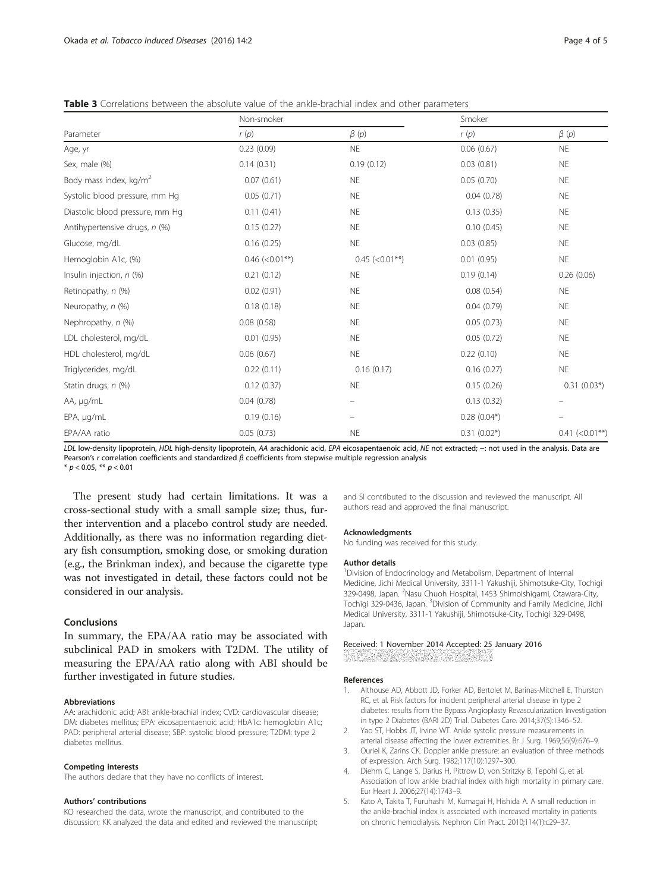**Table 3** Correlations between the absolute value of the ankle-brachial index and other parameters

| | Non-smoker | | Smoker | |
|---|---|---|---|---|
| Parameter | *r* (*p*) | *β* (*p*) | *r* (*p*) | *β* (*p*) |
| Age, yr | 0.23 (0.09) | NE | 0.06 (0.67) | NE |
| Sex, male (%) | 0.14 (0.31) | 0.19 (0.12) | 0.03 (0.81) | NE |
| Body mass index, kg/m$^2$ | 0.07 (0.61) | NE | 0.05 (0.70) | NE |
| Systolic blood pressure, mm Hg | 0.05 (0.71) | NE | 0.04 (0.78) | NE |
| Diastolic blood pressure, mm Hg | 0.11 (0.41) | NE | 0.13 (0.35) | NE |
| Antihypertensive drugs, *n* (%) | 0.15 (0.27) | NE | 0.10 (0.45) | NE |
| Glucose, mg/dL | 0.16 (0.25) | NE | 0.03 (0.85) | NE |
| Hemoglobin A1c, (%) | 0.46 (<0.01**) | 0.45 (<0.01**) | 0.01 (0.95) | NE |
| Insulin injection, *n* (%) | 0.21 (0.12) | NE | 0.19 (0.14) | 0.26 (0.06) |
| Retinopathy, *n* (%) | 0.02 (0.91) | NE | 0.08 (0.54) | NE |
| Neuropathy, *n* (%) | 0.18 (0.18) | NE | 0.04 (0.79) | NE |
| Nephropathy, *n* (%) | 0.08 (0.58) | NE | 0.05 (0.73) | NE |
| LDL cholesterol, mg/dL | 0.01 (0.95) | NE | 0.05 (0.72) | NE |
| HDL cholesterol, mg/dL | 0.06 (0.67) | NE | 0.22 (0.10) | NE |
| Triglycerides, mg/dL | 0.22 (0.11) | 0.16 (0.17) | 0.16 (0.27) | NE |
| Statin drugs, *n* (%) | 0.12 (0.37) | NE | 0.15 (0.26) | 0.31 (0.03*) |
| AA, μg/mL | 0.04 (0.78) | – | 0.13 (0.32) | – |
| EPA, μg/mL | 0.19 (0.16) | – | 0.28 (0.04*) | – |
| EPA/AA ratio | 0.05 (0.73) | NE | 0.31 (0.02*) | 0.41 (<0.01**) |

*LDL* low-density lipoprotein, *HDL* high-density lipoprotein, *AA* arachidonic acid, *EPA* eicosapentaenoic acid, *NE* not extracted; –: not used in the analysis. Data are Pearson's *r* correlation coefficients and standardized *β* coefficients from stepwise multiple regression analysis
* $p < 0.05$, ** $p < 0.01$

The present study had certain limitations. It was a cross-sectional study with a small sample size; thus, further intervention and a placebo control study are needed. Additionally, as there was no information regarding dietary fish consumption, smoking dose, or smoking duration (e.g., the Brinkman index), and because the cigarette type was not investigated in detail, these factors could not be considered in our analysis.

## Conclusions

In summary, the EPA/AA ratio may be associated with subclinical PAD in smokers with T2DM. The utility of measuring the EPA/AA ratio along with ABI should be further investigated in future studies.

#### Abbreviations

AA: arachidonic acid; ABI: ankle-brachial index; CVD: cardiovascular disease; DM: diabetes mellitus; EPA: eicosapentaenoic acid; HbA1c: hemoglobin A1c; PAD: peripheral arterial disease; SBP: systolic blood pressure; T2DM: type 2 diabetes mellitus.

#### Competing interests

The authors declare that they have no conflicts of interest.

#### Authors' contributions

KO researched the data, wrote the manuscript, and contributed to the discussion; KK analyzed the data and edited and reviewed the manuscript; and SI contributed to the discussion and reviewed the manuscript. All authors read and approved the final manuscript.

#### Acknowledgments

No funding was received for this study.

#### Author details

[1]Division of Endocrinology and Metabolism, Department of Internal Medicine, Jichi Medical University, 3311-1 Yakushiji, Shimotsuke-City, Tochigi 329-0498, Japan. [2]Nasu Chuoh Hospital, 1453 Shimoishigami, Otawara-City, Tochigi 329-0436, Japan. [3]Division of Community and Family Medicine, Jichi Medical University, 3311-1 Yakushiji, Shimotsuke-City, Tochigi 329-0498, Japan.

Received: 1 November 2014 Accepted: 25 January 2016

#### References

1. Althouse AD, Abbott JD, Forker AD, Bertolet M, Barinas-Mitchell E, Thurston RC, et al. Risk factors for incident peripheral arterial disease in type 2 diabetes: results from the Bypass Angioplasty Revascularization Investigation in type 2 Diabetes (BARI 2D) Trial. Diabetes Care. 2014;37(5):1346–52.
2. Yao ST, Hobbs JT, Irvine WT. Ankle systolic pressure measurements in arterial disease affecting the lower extremities. Br J Surg. 1969;56(9):676–9.
3. Ouriel K, Zarins CK. Doppler ankle pressure: an evaluation of three methods of expression. Arch Surg. 1982;117(10):1297–300.
4. Diehm C, Lange S, Darius H, Pittrow D, von Stritzky B, Tepohl G, et al. Association of low ankle brachial index with high mortality in primary care. Eur Heart J. 2006;27(14):1743–9.
5. Kato A, Takita T, Furuhashi M, Kumagai H, Hishida A. A small reduction in the ankle-brachial index is associated with increased mortality in patients on chronic hemodialysis. Nephron Clin Pract. 2010;114(1):c29–37.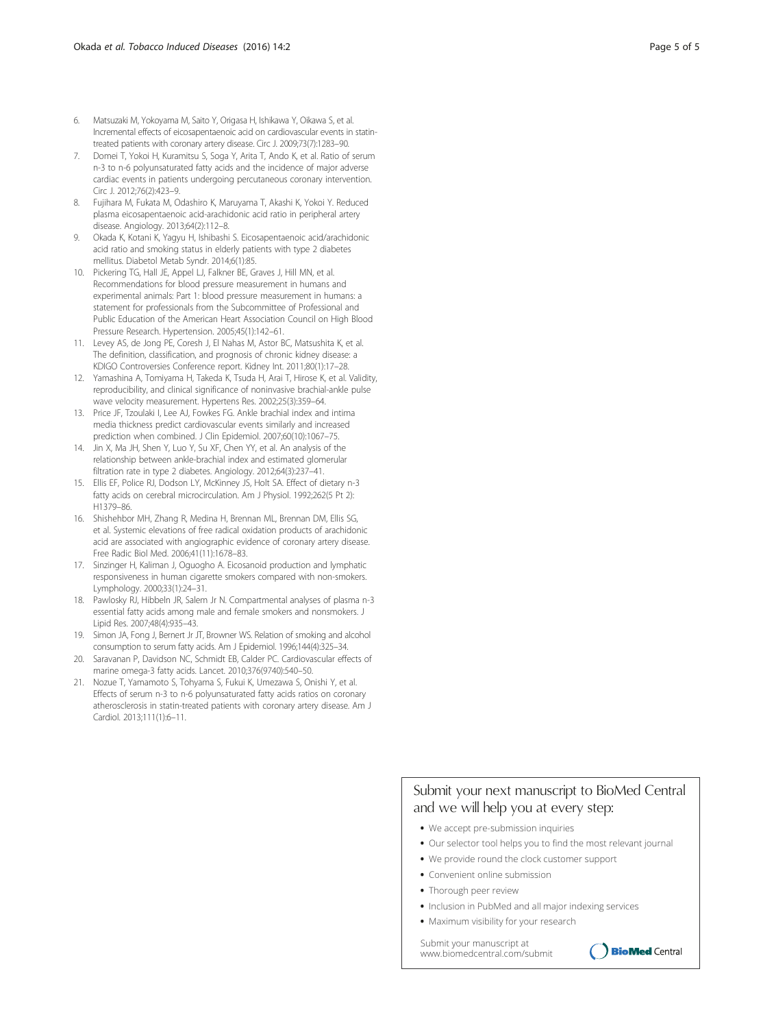6. Matsuzaki M, Yokoyama M, Saito Y, Origasa H, Ishikawa Y, Oikawa S, et al. Incremental effects of eicosapentaenoic acid on cardiovascular events in statin-treated patients with coronary artery disease. Circ J. 2009;73(7):1283–90.
7. Domei T, Yokoi H, Kuramitsu S, Soga Y, Arita T, Ando K, et al. Ratio of serum n-3 to n-6 polyunsaturated fatty acids and the incidence of major adverse cardiac events in patients undergoing percutaneous coronary intervention. Circ J. 2012;76(2):423–9.
8. Fujihara M, Fukata M, Odashiro K, Maruyama T, Akashi K, Yokoi Y. Reduced plasma eicosapentaenoic acid-arachidonic acid ratio in peripheral artery disease. Angiology. 2013;64(2):112–8.
9. Okada K, Kotani K, Yagyu H, Ishibashi S. Eicosapentaenoic acid/arachidonic acid ratio and smoking status in elderly patients with type 2 diabetes mellitus. Diabetol Metab Syndr. 2014;6(1):85.
10. Pickering TG, Hall JE, Appel LJ, Falkner BE, Graves J, Hill MN, et al. Recommendations for blood pressure measurement in humans and experimental animals: Part 1: blood pressure measurement in humans: a statement for professionals from the Subcommittee of Professional and Public Education of the American Heart Association Council on High Blood Pressure Research. Hypertension. 2005;45(1):142–61.
11. Levey AS, de Jong PE, Coresh J, El Nahas M, Astor BC, Matsushita K, et al. The definition, classification, and prognosis of chronic kidney disease: a KDIGO Controversies Conference report. Kidney Int. 2011;80(1):17–28.
12. Yamashina A, Tomiyama H, Takeda K, Tsuda H, Arai T, Hirose K, et al. Validity, reproducibility, and clinical significance of noninvasive brachial-ankle pulse wave velocity measurement. Hypertens Res. 2002;25(3):359–64.
13. Price JF, Tzoulaki I, Lee AJ, Fowkes FG. Ankle brachial index and intima media thickness predict cardiovascular events similarly and increased prediction when combined. J Clin Epidemiol. 2007;60(10):1067–75.
14. Jin X, Ma JH, Shen Y, Luo Y, Su XF, Chen YY, et al. An analysis of the relationship between ankle-brachial index and estimated glomerular filtration rate in type 2 diabetes. Angiology. 2012;64(3):237–41.
15. Ellis EF, Police RJ, Dodson LY, McKinney JS, Holt SA. Effect of dietary n-3 fatty acids on cerebral microcirculation. Am J Physiol. 1992;262(5 Pt 2): H1379–86.
16. Shishehbor MH, Zhang R, Medina H, Brennan ML, Brennan DM, Ellis SG, et al. Systemic elevations of free radical oxidation products of arachidonic acid are associated with angiographic evidence of coronary artery disease. Free Radic Biol Med. 2006;41(11):1678–83.
17. Sinzinger H, Kaliman J, Oguogho A. Eicosanoid production and lymphatic responsiveness in human cigarette smokers compared with non-smokers. Lymphology. 2000;33(1):24–31.
18. Pawlosky RJ, Hibbeln JR, Salem Jr N. Compartmental analyses of plasma n-3 essential fatty acids among male and female smokers and nonsmokers. J Lipid Res. 2007;48(4):935–43.
19. Simon JA, Fong J, Bernert Jr JT, Browner WS. Relation of smoking and alcohol consumption to serum fatty acids. Am J Epidemiol. 1996;144(4):325–34.
20. Saravanan P, Davidson NC, Schmidt EB, Calder PC. Cardiovascular effects of marine omega-3 fatty acids. Lancet. 2010;376(9740):540–50.
21. Nozue T, Yamamoto S, Tohyama S, Fukui K, Umezawa S, Onishi Y, et al. Effects of serum n-3 to n-6 polyunsaturated fatty acids ratios on coronary atherosclerosis in statin-treated patients with coronary artery disease. Am J Cardiol. 2013;111(1):6–11.

Submit your next manuscript to BioMed Central and we will help you at every step:

- We accept pre-submission inquiries
- Our selector tool helps you to find the most relevant journal
- We provide round the clock customer support
- Convenient online submission
- Thorough peer review
- Inclusion in PubMed and all major indexing services
- Maximum visibility for your research

Submit your manuscript at www.biomedcentral.com/submit

BioMed Central